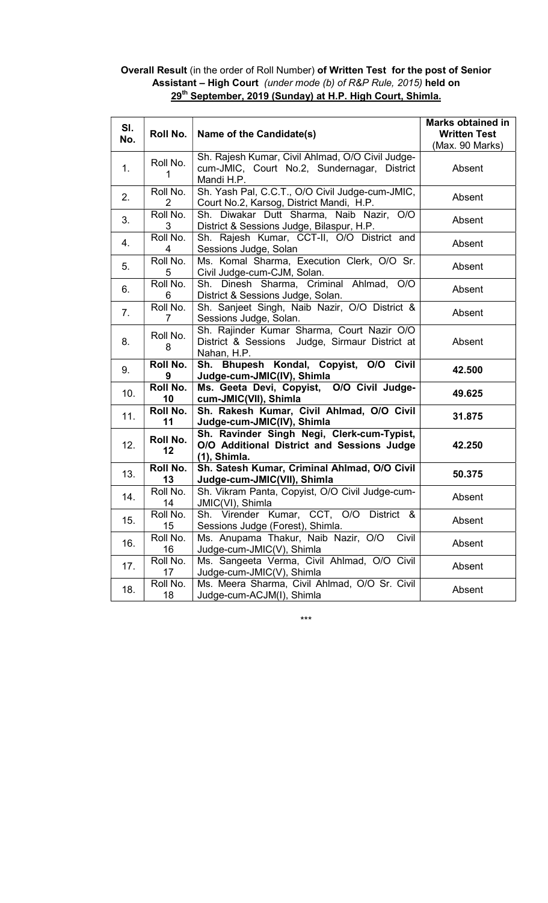**Overall Result** (in the order of Roll Number) **of Written Test for the post of Senior Assistant – High Court** *(under mode (b) of R&P Rule, 2015)* **held on 29th September, 2019 (Sunday) at H.P. High Court, Shimla.**

| Sl. No. | Roll No. | Name of the Candidate(s) | Marks obtained in Written Test (Max. 90 Marks) |
|---|---|---|---|
| 1. | Roll No. 1 | Sh. Rajesh Kumar, Civil Ahlmad, O/O Civil Judge-cum-JMIC, Court No.2, Sundernagar, District Mandi H.P. | Absent |
| 2. | Roll No. 2 | Sh. Yash Pal, C.C.T., O/O Civil Judge-cum-JMIC, Court No.2, Karsog, District Mandi, H.P. | Absent |
| 3. | Roll No. 3 | Sh. Diwakar Dutt Sharma, Naib Nazir, O/O District & Sessions Judge, Bilaspur, H.P. | Absent |
| 4. | Roll No. 4 | Sh. Rajesh Kumar, CCT-II, O/O District and Sessions Judge, Solan | Absent |
| 5. | Roll No. 5 | Ms. Komal Sharma, Execution Clerk, O/O Sr. Civil Judge-cum-CJM, Solan. | Absent |
| 6. | Roll No. 6 | Sh. Dinesh Sharma, Criminal Ahlmad, O/O District & Sessions Judge, Solan. | Absent |
| 7. | Roll No. 7 | Sh. Sanjeet Singh, Naib Nazir, O/O District & Sessions Judge, Solan. | Absent |
| 8. | Roll No. 8 | Sh. Rajinder Kumar Sharma, Court Nazir O/O District & Sessions Judge, Sirmaur District at Nahan, H.P. | Absent |
| 9. | **Roll No. 9** | **Sh. Bhupesh Kondal, Copyist, O/O Civil Judge-cum-JMIC(IV), Shimla** | **42.500** |
| 10. | **Roll No. 10** | **Ms. Geeta Devi, Copyist, O/O Civil Judge-cum-JMIC(VII), Shimla** | **49.625** |
| 11. | **Roll No. 11** | **Sh. Rakesh Kumar, Civil Ahlmad, O/O Civil Judge-cum-JMIC(IV), Shimla** | **31.875** |
| 12. | **Roll No. 12** | **Sh. Ravinder Singh Negi, Clerk-cum-Typist, O/O Additional District and Sessions Judge (1), Shimla.** | **42.250** |
| 13. | **Roll No. 13** | **Sh. Satesh Kumar, Criminal Ahlmad, O/O Civil Judge-cum-JMIC(VII), Shimla** | **50.375** |
| 14. | Roll No. 14 | Sh. Vikram Panta, Copyist, O/O Civil Judge-cum-JMIC(VI), Shimla | Absent |
| 15. | Roll No. 15 | Sh. Virender Kumar, CCT, O/O District & Sessions Judge (Forest), Shimla. | Absent |
| 16. | Roll No. 16 | Ms. Anupama Thakur, Naib Nazir, O/O Civil Judge-cum-JMIC(V), Shimla | Absent |
| 17. | Roll No. 17 | Ms. Sangeeta Verma, Civil Ahlmad, O/O Civil Judge-cum-JMIC(V), Shimla | Absent |
| 18. | Roll No. 18 | Ms. Meera Sharma, Civil Ahlmad, O/O Sr. Civil Judge-cum-ACJM(I), Shimla | Absent |

***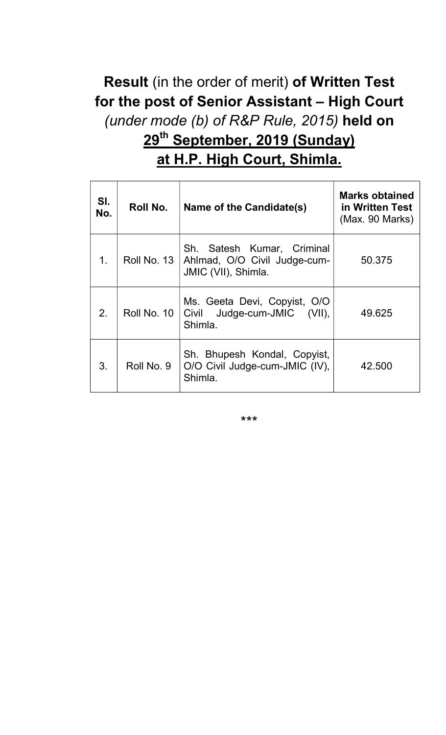# **Result** (in the order of merit) **of Written Test for the post of Senior Assistant – High Court** *(under mode (b) of R&P Rule, 2015)* **held on 29th September, 2019 (Sunday) at H.P. High Court, Shimla.**

| Sl. No. | Roll No. | Name of the Candidate(s) | Marks obtained in Written Test (Max. 90 Marks) |
|---|---|---|---|
| 1. | Roll No. 13 | Sh. Satesh Kumar, Criminal Ahlmad, O/O Civil Judge-cum-JMIC (VII), Shimla. | 50.375 |
| 2. | Roll No. 10 | Ms. Geeta Devi, Copyist, O/O Civil Judge-cum-JMIC (VII), Shimla. | 49.625 |
| 3. | Roll No. 9 | Sh. Bhupesh Kondal, Copyist, O/O Civil Judge-cum-JMIC (IV), Shimla. | 42.500 |

***